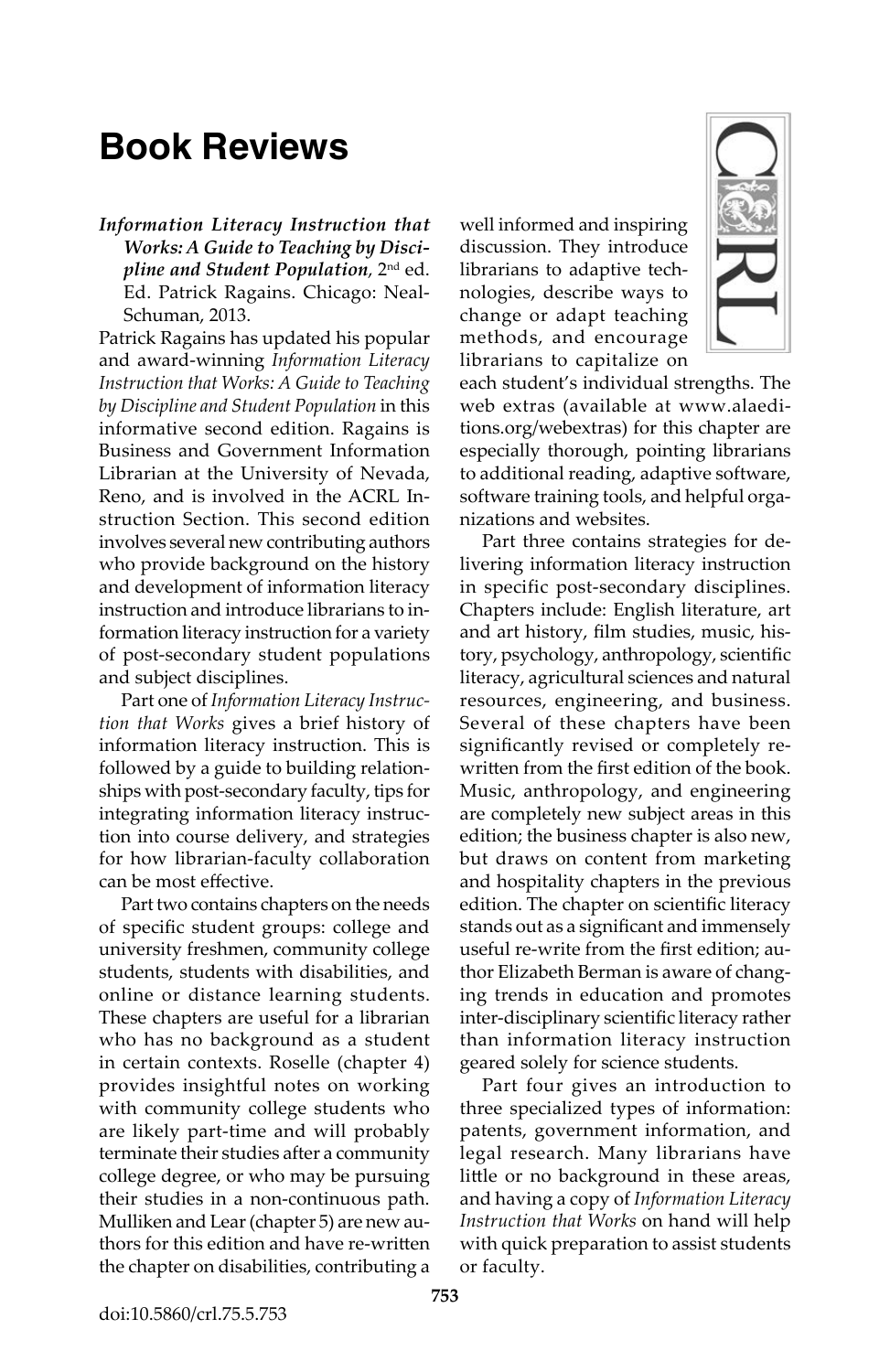# Book Reviews

***Information Literacy Instruction that Works: A Guide to Teaching by Discipline and Student Population***, 2nd ed. Ed. Patrick Ragains. Chicago: Neal-Schuman, 2013.

Patrick Ragains has updated his popular and award-winning *Information Literacy Instruction that Works: A Guide to Teaching by Discipline and Student Population* in this informative second edition. Ragains is Business and Government Information Librarian at the University of Nevada, Reno, and is involved in the ACRL Instruction Section. This second edition involves several new contributing authors who provide background on the history and development of information literacy instruction and introduce librarians to information literacy instruction for a variety of post-secondary student populations and subject disciplines.

Part one of *Information Literacy Instruction that Works* gives a brief history of information literacy instruction. This is followed by a guide to building relationships with post-secondary faculty, tips for integrating information literacy instruction into course delivery, and strategies for how librarian-faculty collaboration can be most effective.

Part two contains chapters on the needs of specific student groups: college and university freshmen, community college students, students with disabilities, and online or distance learning students. These chapters are useful for a librarian who has no background as a student in certain contexts. Roselle (chapter 4) provides insightful notes on working with community college students who are likely part-time and will probably terminate their studies after a community college degree, or who may be pursuing their studies in a non-continuous path. Mulliken and Lear (chapter 5) are new authors for this edition and have re-written the chapter on disabilities, contributing a well informed and inspiring discussion. They introduce librarians to adaptive technologies, describe ways to change or adapt teaching methods, and encourage librarians to capitalize on each student's individual strengths. The web extras (available at www.alaeditions.org/webextras) for this chapter are especially thorough, pointing librarians to additional reading, adaptive software, software training tools, and helpful organizations and websites.

Part three contains strategies for delivering information literacy instruction in specific post-secondary disciplines. Chapters include: English literature, art and art history, film studies, music, history, psychology, anthropology, scientific literacy, agricultural sciences and natural resources, engineering, and business. Several of these chapters have been significantly revised or completely rewritten from the first edition of the book. Music, anthropology, and engineering are completely new subject areas in this edition; the business chapter is also new, but draws on content from marketing and hospitality chapters in the previous edition. The chapter on scientific literacy stands out as a significant and immensely useful re-write from the first edition; author Elizabeth Berman is aware of changing trends in education and promotes inter-disciplinary scientific literacy rather than information literacy instruction geared solely for science students.

Part four gives an introduction to three specialized types of information: patents, government information, and legal research. Many librarians have little or no background in these areas, and having a copy of *Information Literacy Instruction that Works* on hand will help with quick preparation to assist students or faculty.

doi:10.5860/crl.75.5.753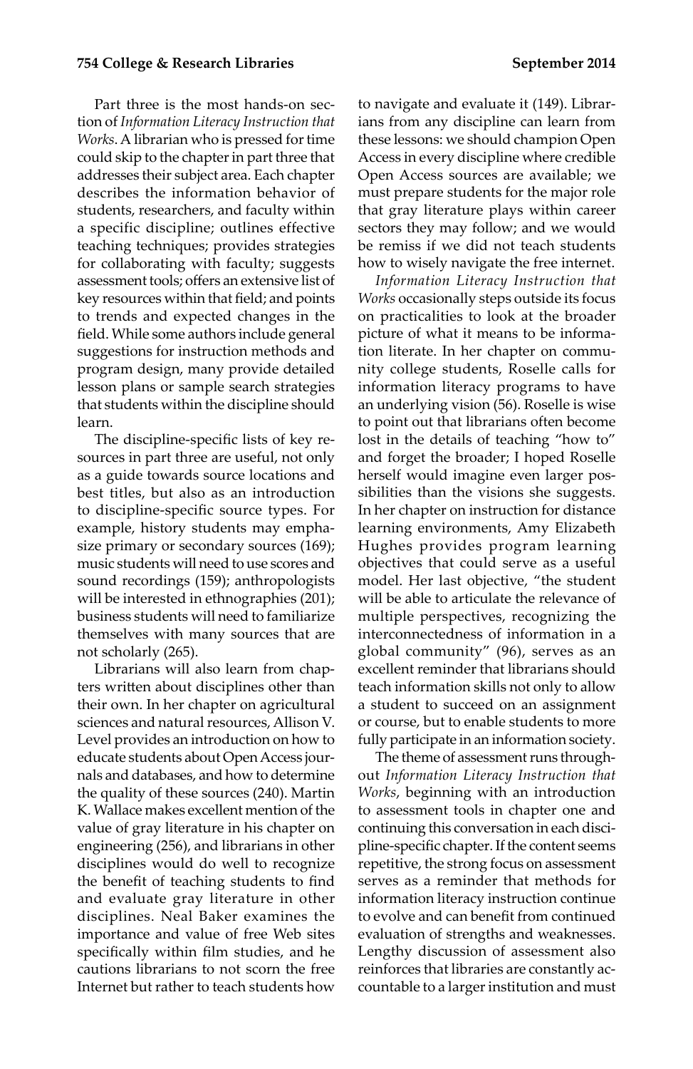Part three is the most hands-on section of *Information Literacy Instruction that Works*. A librarian who is pressed for time could skip to the chapter in part three that addresses their subject area. Each chapter describes the information behavior of students, researchers, and faculty within a specific discipline; outlines effective teaching techniques; provides strategies for collaborating with faculty; suggests assessment tools; offers an extensive list of key resources within that field; and points to trends and expected changes in the field. While some authors include general suggestions for instruction methods and program design, many provide detailed lesson plans or sample search strategies that students within the discipline should learn.

The discipline-specific lists of key resources in part three are useful, not only as a guide towards source locations and best titles, but also as an introduction to discipline-specific source types. For example, history students may emphasize primary or secondary sources (169); music students will need to use scores and sound recordings (159); anthropologists will be interested in ethnographies (201); business students will need to familiarize themselves with many sources that are not scholarly (265).

Librarians will also learn from chapters written about disciplines other than their own. In her chapter on agricultural sciences and natural resources, Allison V. Level provides an introduction on how to educate students about Open Access journals and databases, and how to determine the quality of these sources (240). Martin K. Wallace makes excellent mention of the value of gray literature in his chapter on engineering (256), and librarians in other disciplines would do well to recognize the benefit of teaching students to find and evaluate gray literature in other disciplines. Neal Baker examines the importance and value of free Web sites specifically within film studies, and he cautions librarians to not scorn the free Internet but rather to teach students how to navigate and evaluate it (149). Librarians from any discipline can learn from these lessons: we should champion Open Access in every discipline where credible Open Access sources are available; we must prepare students for the major role that gray literature plays within career sectors they may follow; and we would be remiss if we did not teach students how to wisely navigate the free internet.

*Information Literacy Instruction that Works* occasionally steps outside its focus on practicalities to look at the broader picture of what it means to be information literate. In her chapter on community college students, Roselle calls for information literacy programs to have an underlying vision (56). Roselle is wise to point out that librarians often become lost in the details of teaching "how to" and forget the broader; I hoped Roselle herself would imagine even larger possibilities than the visions she suggests. In her chapter on instruction for distance learning environments, Amy Elizabeth Hughes provides program learning objectives that could serve as a useful model. Her last objective, "the student will be able to articulate the relevance of multiple perspectives, recognizing the interconnectedness of information in a global community" (96), serves as an excellent reminder that librarians should teach information skills not only to allow a student to succeed on an assignment or course, but to enable students to more fully participate in an information society.

The theme of assessment runs throughout *Information Literacy Instruction that Works*, beginning with an introduction to assessment tools in chapter one and continuing this conversation in each discipline-specific chapter. If the content seems repetitive, the strong focus on assessment serves as a reminder that methods for information literacy instruction continue to evolve and can benefit from continued evaluation of strengths and weaknesses. Lengthy discussion of assessment also reinforces that libraries are constantly accountable to a larger institution and must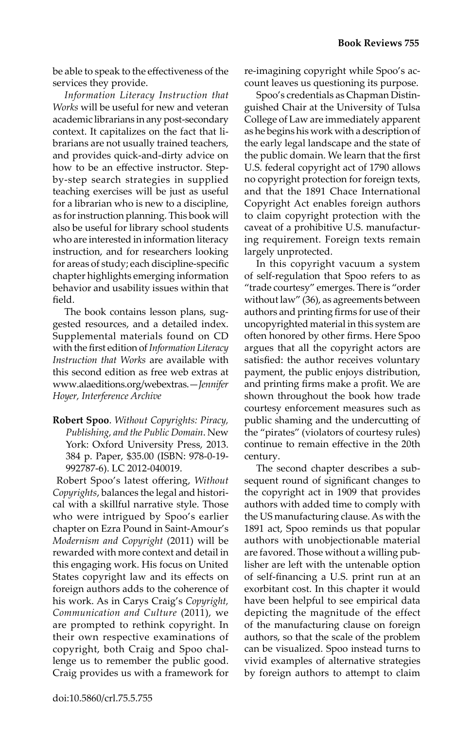be able to speak to the effectiveness of the services they provide.

*Information Literacy Instruction that Works* will be useful for new and veteran academic librarians in any post-secondary context. It capitalizes on the fact that librarians are not usually trained teachers, and provides quick-and-dirty advice on how to be an effective instructor. Step-by-step search strategies in supplied teaching exercises will be just as useful for a librarian who is new to a discipline, as for instruction planning. This book will also be useful for library school students who are interested in information literacy instruction, and for researchers looking for areas of study; each discipline-specific chapter highlights emerging information behavior and usability issues within that field.

The book contains lesson plans, suggested resources, and a detailed index. Supplemental materials found on CD with the first edition of *Information Literacy Instruction that Works* are available with this second edition as free web extras at www.alaeditions.org/webextras.—*Jennifer Hoyer, Interference Archive*

**Robert Spoo**. *Without Copyrights: Piracy, Publishing, and the Public Domain*. New York: Oxford University Press, 2013. 384 p. Paper, $35.00 (ISBN: 978-0-19-992787-6). LC 2012-040019.

Robert Spoo's latest offering, *Without Copyrights*, balances the legal and historical with a skillful narrative style. Those who were intrigued by Spoo's earlier chapter on Ezra Pound in Saint-Amour's *Modernism and Copyright* (2011) will be rewarded with more context and detail in this engaging work. His focus on United States copyright law and its effects on foreign authors adds to the coherence of his work. As in Carys Craig's *Copyright, Communication and Culture* (2011), we are prompted to rethink copyright. In their own respective examinations of copyright, both Craig and Spoo challenge us to remember the public good. Craig provides us with a framework for re-imagining copyright while Spoo's account leaves us questioning its purpose.

Spoo's credentials as Chapman Distinguished Chair at the University of Tulsa College of Law are immediately apparent as he begins his work with a description of the early legal landscape and the state of the public domain. We learn that the first U.S. federal copyright act of 1790 allows no copyright protection for foreign texts, and that the 1891 Chace International Copyright Act enables foreign authors to claim copyright protection with the caveat of a prohibitive U.S. manufacturing requirement. Foreign texts remain largely unprotected.

In this copyright vacuum a system of self-regulation that Spoo refers to as "trade courtesy" emerges. There is "order without law" (36), as agreements between authors and printing firms for use of their uncopyrighted material in this system are often honored by other firms. Here Spoo argues that all the copyright actors are satisfied: the author receives voluntary payment, the public enjoys distribution, and printing firms make a profit. We are shown throughout the book how trade courtesy enforcement measures such as public shaming and the undercutting of the "pirates" (violators of courtesy rules) continue to remain effective in the 20th century.

The second chapter describes a subsequent round of significant changes to the copyright act in 1909 that provides authors with added time to comply with the US manufacturing clause. As with the 1891 act, Spoo reminds us that popular authors with unobjectionable material are favored. Those without a willing publisher are left with the untenable option of self-financing a U.S. print run at an exorbitant cost. In this chapter it would have been helpful to see empirical data depicting the magnitude of the effect of the manufacturing clause on foreign authors, so that the scale of the problem can be visualized. Spoo instead turns to vivid examples of alternative strategies by foreign authors to attempt to claim

doi:10.5860/crl.75.5.755